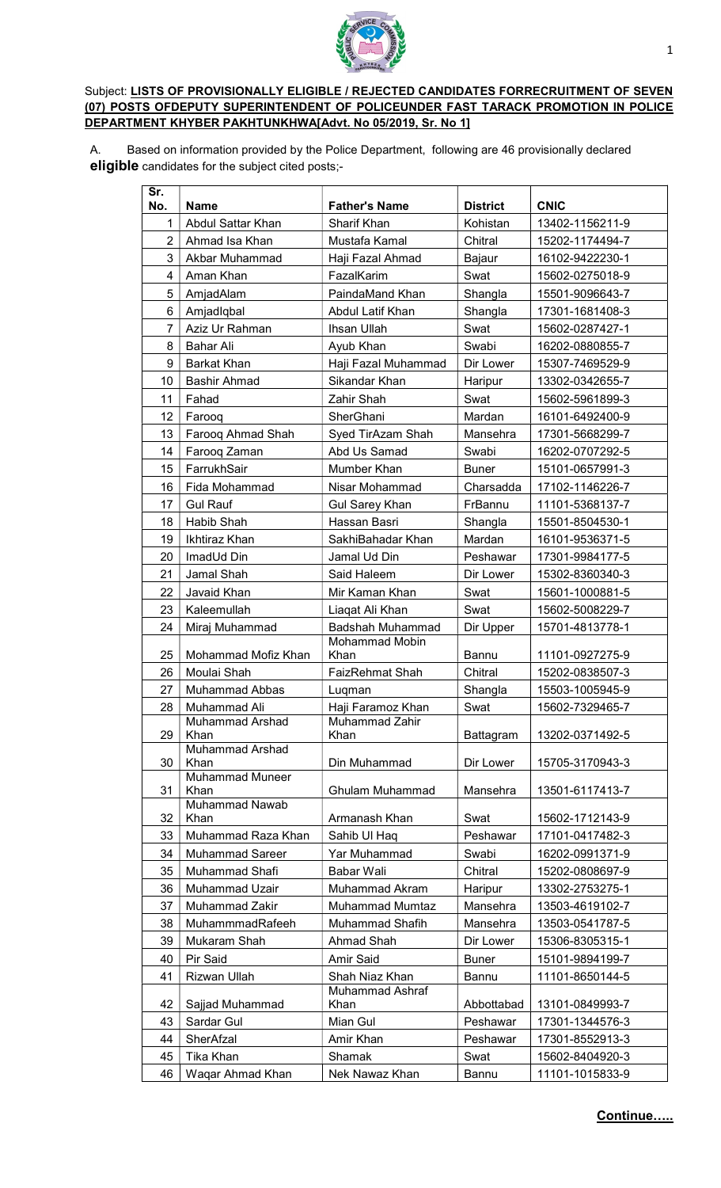Subject: **LISTS OF PROVISIONALLY ELIGIBLE / REJECTED CANDIDATES FORRECRUITMENT OF SEVEN (07) POSTS OFDEPUTY SUPERINTENDENT OF POLICEUNDER FAST TARACK PROMOTION IN POLICE DEPARTMENT KHYBER PAKHTUNKHWA[Advt. No 05/2019, Sr. No 1]**

A. Based on information provided by the Police Department, following are 46 provisionally declared **eligible** candidates for the subject cited posts;-

| Sr. No. | Name | Father's Name | District | CNIC |
|---|---|---|---|---|
| 1 | Abdul Sattar Khan | Sharif Khan | Kohistan | 13402-1156211-9 |
| 2 | Ahmad Isa Khan | Mustafa Kamal | Chitral | 15202-1174494-7 |
| 3 | Akbar Muhammad | Haji Fazal Ahmad | Bajaur | 16102-9422230-1 |
| 4 | Aman Khan | FazalKarim | Swat | 15602-0275018-9 |
| 5 | AmjadAlam | PaindaMand Khan | Shangla | 15501-9096643-7 |
| 6 | AmjadIqbal | Abdul Latif Khan | Shangla | 17301-1681408-3 |
| 7 | Aziz Ur Rahman | Ihsan Ullah | Swat | 15602-0287427-1 |
| 8 | Bahar Ali | Ayub Khan | Swabi | 16202-0880855-7 |
| 9 | Barkat Khan | Haji Fazal Muhammad | Dir Lower | 15307-7469529-9 |
| 10 | Bashir Ahmad | Sikandar Khan | Haripur | 13302-0342655-7 |
| 11 | Fahad | Zahir Shah | Swat | 15602-5961899-3 |
| 12 | Farooq | SherGhani | Mardan | 16101-6492400-9 |
| 13 | Farooq Ahmad Shah | Syed TirAzam Shah | Mansehra | 17301-5668299-7 |
| 14 | Farooq Zaman | Abd Us Samad | Swabi | 16202-0707292-5 |
| 15 | FarrukhSair | Mumber Khan | Buner | 15101-0657991-3 |
| 16 | Fida Mohammad | Nisar Mohammad | Charsadda | 17102-1146226-7 |
| 17 | Gul Rauf | Gul Sarey Khan | FrBannu | 11101-5368137-7 |
| 18 | Habib Shah | Hassan Basri | Shangla | 15501-8504530-1 |
| 19 | Ikhtiraz Khan | SakhiBahadar Khan | Mardan | 16101-9536371-5 |
| 20 | ImadUd Din | Jamal Ud Din | Peshawar | 17301-9984177-5 |
| 21 | Jamal Shah | Said Haleem | Dir Lower | 15302-8360340-3 |
| 22 | Javaid Khan | Mir Kaman Khan | Swat | 15601-1000881-5 |
| 23 | Kaleemullah | Liaqat Ali Khan | Swat | 15602-5008229-7 |
| 24 | Miraj Muhammad | Badshah Muhammad | Dir Upper | 15701-4813778-1 |
| 25 | Mohammad Mofiz Khan | Mohammad Mobin Khan | Bannu | 11101-0927275-9 |
| 26 | Moulai Shah | FaizRehmat Shah | Chitral | 15202-0838507-3 |
| 27 | Muhammad Abbas | Luqman | Shangla | 15503-1005945-9 |
| 28 | Muhammad Ali | Haji Faramoz Khan | Swat | 15602-7329465-7 |
| 29 | Muhammad Arshad Khan | Muhammad Zahir Khan | Battagram | 13202-0371492-5 |
| 30 | Muhammad Arshad Khan | Din Muhammad | Dir Lower | 15705-3170943-3 |
| 31 | Muhammad Muneer Khan | Ghulam Muhammad | Mansehra | 13501-6117413-7 |
| 32 | Muhammad Nawab Khan | Armanash Khan | Swat | 15602-1712143-9 |
| 33 | Muhammad Raza Khan | Sahib Ul Haq | Peshawar | 17101-0417482-3 |
| 34 | Muhammad Sareer | Yar Muhammad | Swabi | 16202-0991371-9 |
| 35 | Muhammad Shafi | Babar Wali | Chitral | 15202-0808697-9 |
| 36 | Muhammad Uzair | Muhammad Akram | Haripur | 13302-2753275-1 |
| 37 | Muhammad Zakir | Muhammad Mumtaz | Mansehra | 13503-4619102-7 |
| 38 | MuhammmadRafeeh | Muhammad Shafih | Mansehra | 13503-0541787-5 |
| 39 | Mukaram Shah | Ahmad Shah | Dir Lower | 15306-8305315-1 |
| 40 | Pir Said | Amir Said | Buner | 15101-9894199-7 |
| 41 | Rizwan Ullah | Shah Niaz Khan | Bannu | 11101-8650144-5 |
| 42 | Sajjad Muhammad | Muhammad Ashraf Khan | Abbottabad | 13101-0849993-7 |
| 43 | Sardar Gul | Mian Gul | Peshawar | 17301-1344576-3 |
| 44 | SherAfzal | Amir Khan | Peshawar | 17301-8552913-3 |
| 45 | Tika Khan | Shamak | Swat | 15602-8404920-3 |
| 46 | Waqar Ahmad Khan | Nek Nawaz Khan | Bannu | 11101-1015833-9 |

**Continue…..**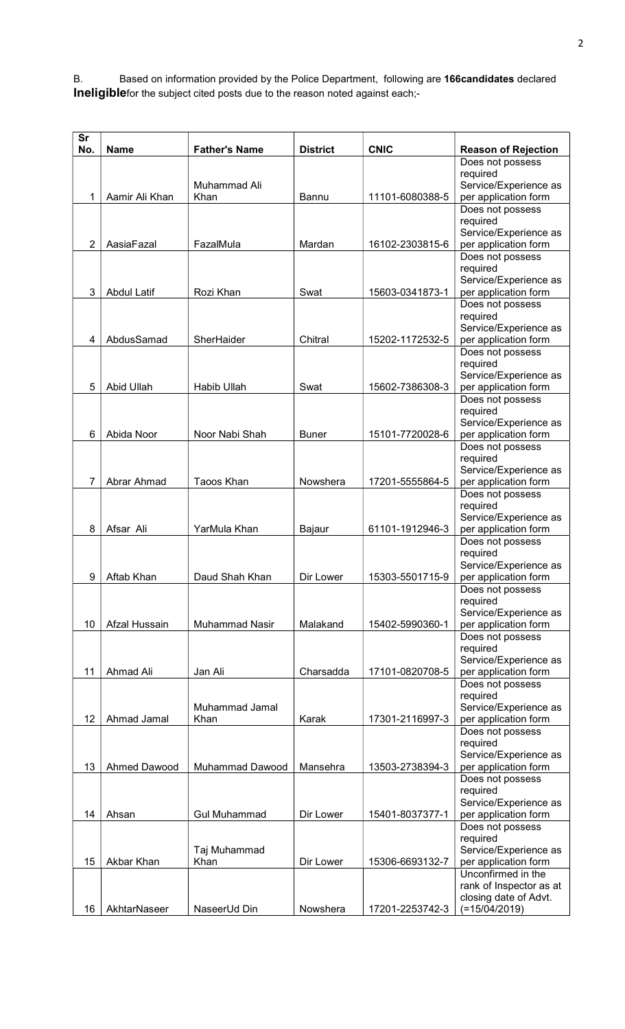B. Based on information provided by the Police Department, following are **166candidates** declared **Ineligible**for the subject cited posts due to the reason noted against each;-

| Sr No. | Name | Father's Name | District | CNIC | Reason of Rejection |
|---|---|---|---|---|---|
| 1 | Aamir Ali Khan | Muhammad Ali Khan | Bannu | 11101-6080388-5 | Does not possess required Service/Experience as per application form |
| 2 | AasiaFazal | FazalMula | Mardan | 16102-2303815-6 | Does not possess required Service/Experience as per application form |
| 3 | Abdul Latif | Rozi Khan | Swat | 15603-0341873-1 | Does not possess required Service/Experience as per application form |
| 4 | AbdusSamad | SherHaider | Chitral | 15202-1172532-5 | Does not possess required Service/Experience as per application form |
| 5 | Abid Ullah | Habib Ullah | Swat | 15602-7386308-3 | Does not possess required Service/Experience as per application form |
| 6 | Abida Noor | Noor Nabi Shah | Buner | 15101-7720028-6 | Does not possess required Service/Experience as per application form |
| 7 | Abrar Ahmad | Taoos Khan | Nowshera | 17201-5555864-5 | Does not possess required Service/Experience as per application form |
| 8 | Afsar Ali | YarMula Khan | Bajaur | 61101-1912946-3 | Does not possess required Service/Experience as per application form |
| 9 | Aftab Khan | Daud Shah Khan | Dir Lower | 15303-5501715-9 | Does not possess required Service/Experience as per application form |
| 10 | Afzal Hussain | Muhammad Nasir | Malakand | 15402-5990360-1 | Does not possess required Service/Experience as per application form |
| 11 | Ahmad Ali | Jan Ali | Charsadda | 17101-0820708-5 | Does not possess required Service/Experience as per application form |
| 12 | Ahmad Jamal | Muhammad Jamal Khan | Karak | 17301-2116997-3 | Does not possess required Service/Experience as per application form |
| 13 | Ahmed Dawood | Muhammad Dawood | Mansehra | 13503-2738394-3 | Does not possess required Service/Experience as per application form |
| 14 | Ahsan | Gul Muhammad | Dir Lower | 15401-8037377-1 | Does not possess required Service/Experience as per application form |
| 15 | Akbar Khan | Taj Muhammad Khan | Dir Lower | 15306-6693132-7 | Does not possess required Service/Experience as per application form |
| 16 | AkhtarNaseer | NaseerUd Din | Nowshera | 17201-2253742-3 | Unconfirmed in the rank of Inspector as at closing date of Advt. (=15/04/2019) |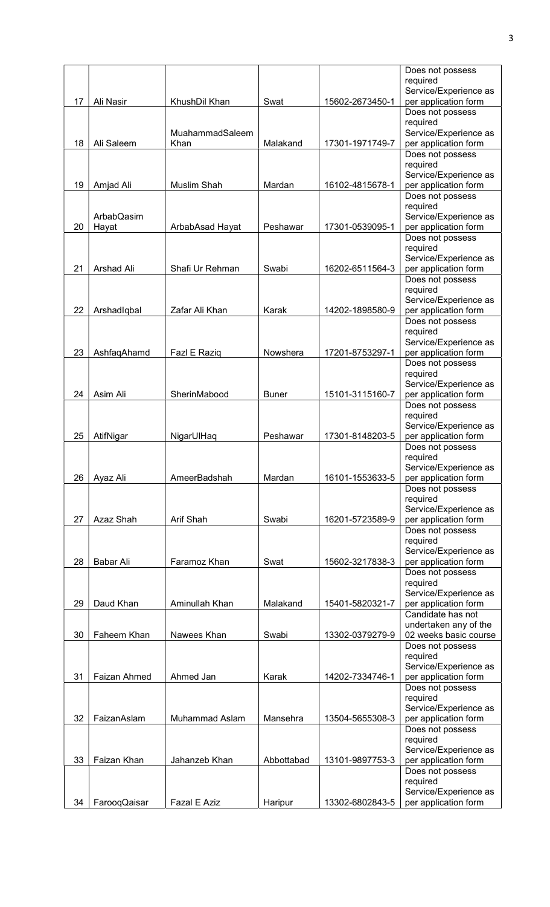| 17 | Ali Nasir | KhushDil Khan | Swat | 15602-2673450-1 | Does not possess required Service/Experience as per application form |
|---|---|---|---|---|---|
| 18 | Ali Saleem | MuahammadSaleem Khan | Malakand | 17301-1971749-7 | Does not possess required Service/Experience as per application form |
| 19 | Amjad Ali | Muslim Shah | Mardan | 16102-4815678-1 | Does not possess required Service/Experience as per application form |
| 20 | ArbabQasim Hayat | ArbabAsad Hayat | Peshawar | 17301-0539095-1 | Does not possess required Service/Experience as per application form |
| 21 | Arshad Ali | Shafi Ur Rehman | Swabi | 16202-6511564-3 | Does not possess required Service/Experience as per application form |
| 22 | ArshadIqbal | Zafar Ali Khan | Karak | 14202-1898580-9 | Does not possess required Service/Experience as per application form |
| 23 | AshfaqAhamd | Fazl E Raziq | Nowshera | 17201-8753297-1 | Does not possess required Service/Experience as per application form |
| 24 | Asim Ali | SherinMabood | Buner | 15101-3115160-7 | Does not possess required Service/Experience as per application form |
| 25 | AtifNigar | NigarUlHaq | Peshawar | 17301-8148203-5 | Does not possess required Service/Experience as per application form |
| 26 | Ayaz Ali | AmeerBadshah | Mardan | 16101-1553633-5 | Does not possess required Service/Experience as per application form |
| 27 | Azaz Shah | Arif Shah | Swabi | 16201-5723589-9 | Does not possess required Service/Experience as per application form |
| 28 | Babar Ali | Faramoz Khan | Swat | 15602-3217838-3 | Does not possess required Service/Experience as per application form |
| 29 | Daud Khan | Aminullah Khan | Malakand | 15401-5820321-7 | Does not possess required Service/Experience as per application form |
| 30 | Faheem Khan | Nawees Khan | Swabi | 13302-0379279-9 | Candidate has not undertaken any of the 02 weeks basic course |
| 31 | Faizan Ahmed | Ahmed Jan | Karak | 14202-7334746-1 | Does not possess required Service/Experience as per application form |
| 32 | FaizanAslam | Muhammad Aslam | Mansehra | 13504-5655308-3 | Does not possess required Service/Experience as per application form |
| 33 | Faizan Khan | Jahanzeb Khan | Abbottabad | 13101-9897753-3 | Does not possess required Service/Experience as per application form |
| 34 | FarooqQaisar | Fazal E Aziz | Haripur | 13302-6802843-5 | Does not possess required Service/Experience as per application form |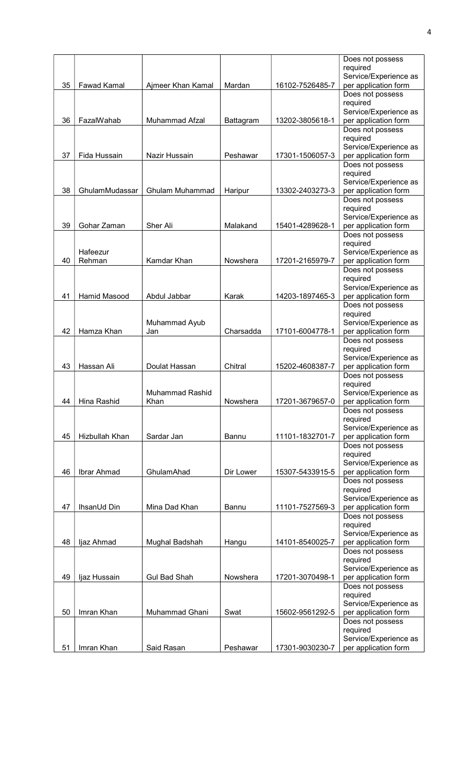| 35 | Fawad Kamal | Ajmeer Khan Kamal | Mardan | 16102-7526485-7 | Does not possess required Service/Experience as per application form |
|---|---|---|---|---|---|
| 36 | FazalWahab | Muhammad Afzal | Battagram | 13202-3805618-1 | Does not possess required Service/Experience as per application form |
| 37 | Fida Hussain | Nazir Hussain | Peshawar | 17301-1506057-3 | Does not possess required Service/Experience as per application form |
| 38 | GhulamMudassar | Ghulam Muhammad | Haripur | 13302-2403273-3 | Does not possess required Service/Experience as per application form |
| 39 | Gohar Zaman | Sher Ali | Malakand | 15401-4289628-1 | Does not possess required Service/Experience as per application form |
| 40 | Hafeezur Rehman | Kamdar Khan | Nowshera | 17201-2165979-7 | Does not possess required Service/Experience as per application form |
| 41 | Hamid Masood | Abdul Jabbar | Karak | 14203-1897465-3 | Does not possess required Service/Experience as per application form |
| 42 | Hamza Khan | Muhammad Ayub Jan | Charsadda | 17101-6004778-1 | Does not possess required Service/Experience as per application form |
| 43 | Hassan Ali | Doulat Hassan | Chitral | 15202-4608387-7 | Does not possess required Service/Experience as per application form |
| 44 | Hina Rashid | Muhammad Rashid Khan | Nowshera | 17201-3679657-0 | Does not possess required Service/Experience as per application form |
| 45 | Hizbullah Khan | Sardar Jan | Bannu | 11101-1832701-7 | Does not possess required Service/Experience as per application form |
| 46 | Ibrar Ahmad | GhulamAhad | Dir Lower | 15307-5433915-5 | Does not possess required Service/Experience as per application form |
| 47 | IhsanUd Din | Mina Dad Khan | Bannu | 11101-7527569-3 | Does not possess required Service/Experience as per application form |
| 48 | Ijaz Ahmad | Mughal Badshah | Hangu | 14101-8540025-7 | Does not possess required Service/Experience as per application form |
| 49 | Ijaz Hussain | Gul Bad Shah | Nowshera | 17201-3070498-1 | Does not possess required Service/Experience as per application form |
| 50 | Imran Khan | Muhammad Ghani | Swat | 15602-9561292-5 | Does not possess required Service/Experience as per application form |
| 51 | Imran Khan | Said Rasan | Peshawar | 17301-9030230-7 | Does not possess required Service/Experience as per application form |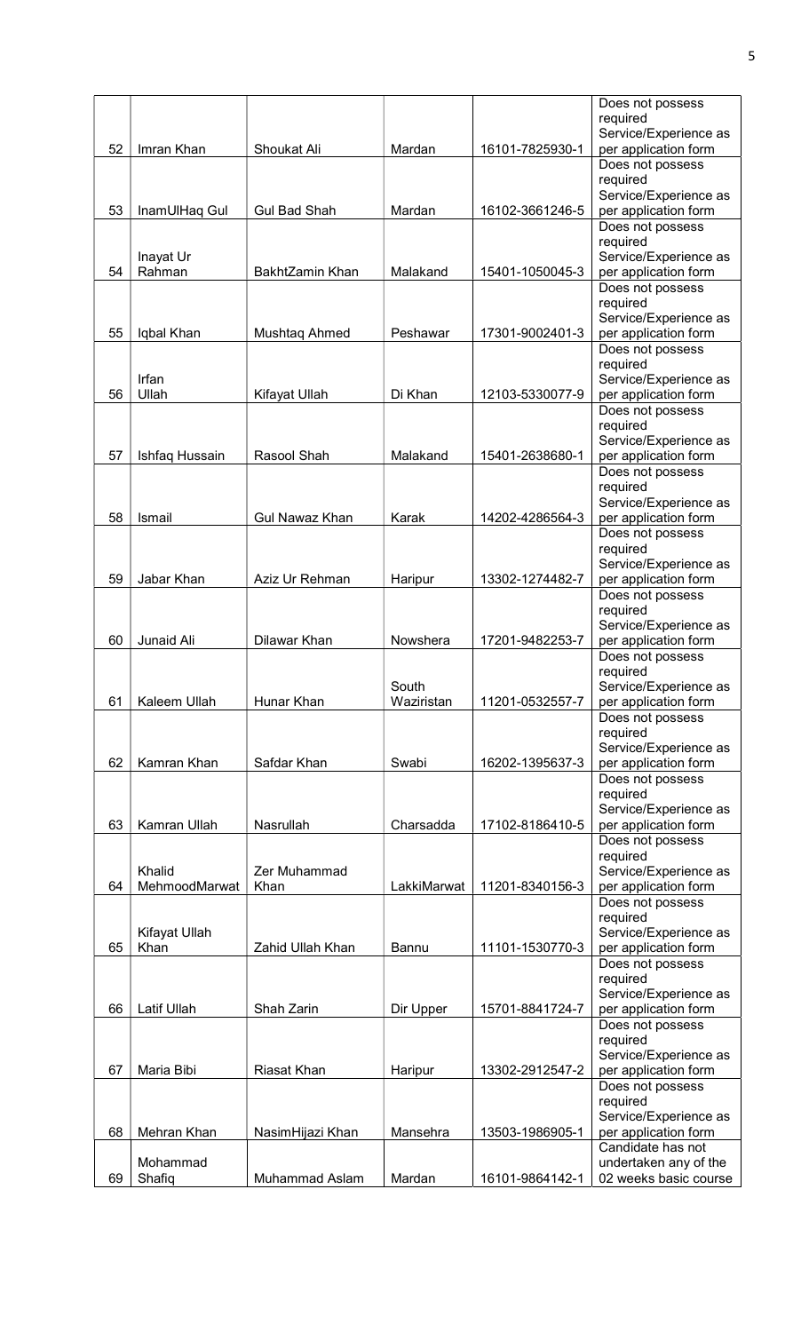| | | | | | |
|---|---|---|---|---|---|
| 52 | Imran Khan | Shoukat Ali | Mardan | 16101-7825930-1 | Does not possess required Service/Experience as per application form |
| 53 | InamUlHaq Gul | Gul Bad Shah | Mardan | 16102-3661246-5 | Does not possess required Service/Experience as per application form |
| 54 | Inayat Ur Rahman | BakhtZamin Khan | Malakand | 15401-1050045-3 | Does not possess required Service/Experience as per application form |
| 55 | Iqbal Khan | Mushtaq Ahmed | Peshawar | 17301-9002401-3 | Does not possess required Service/Experience as per application form |
| 56 | Irfan Ullah | Kifayat Ullah | Di Khan | 12103-5330077-9 | Does not possess required Service/Experience as per application form |
| 57 | Ishfaq Hussain | Rasool Shah | Malakand | 15401-2638680-1 | Does not possess required Service/Experience as per application form |
| 58 | Ismail | Gul Nawaz Khan | Karak | 14202-4286564-3 | Does not possess required Service/Experience as per application form |
| 59 | Jabar Khan | Aziz Ur Rehman | Haripur | 13302-1274482-7 | Does not possess required Service/Experience as per application form |
| 60 | Junaid Ali | Dilawar Khan | Nowshera | 17201-9482253-7 | Does not possess required Service/Experience as per application form |
| 61 | Kaleem Ullah | Hunar Khan | South Waziristan | 11201-0532557-7 | Does not possess required Service/Experience as per application form |
| 62 | Kamran Khan | Safdar Khan | Swabi | 16202-1395637-3 | Does not possess required Service/Experience as per application form |
| 63 | Kamran Ullah | Nasrullah | Charsadda | 17102-8186410-5 | Does not possess required Service/Experience as per application form |
| 64 | Khalid MehmoodMarwat | Zer Muhammad Khan | LakkiMarwat | 11201-8340156-3 | Does not possess required Service/Experience as per application form |
| 65 | Kifayat Ullah Khan | Zahid Ullah Khan | Bannu | 11101-1530770-3 | Does not possess required Service/Experience as per application form |
| 66 | Latif Ullah | Shah Zarin | Dir Upper | 15701-8841724-7 | Does not possess required Service/Experience as per application form |
| 67 | Maria Bibi | Riasat Khan | Haripur | 13302-2912547-2 | Does not possess required Service/Experience as per application form |
| 68 | Mehran Khan | NasimHijazi Khan | Mansehra | 13503-1986905-1 | Does not possess required Service/Experience as per application form |
| 69 | Mohammad Shafiq | Muhammad Aslam | Mardan | 16101-9864142-1 | Candidate has not undertaken any of the 02 weeks basic course |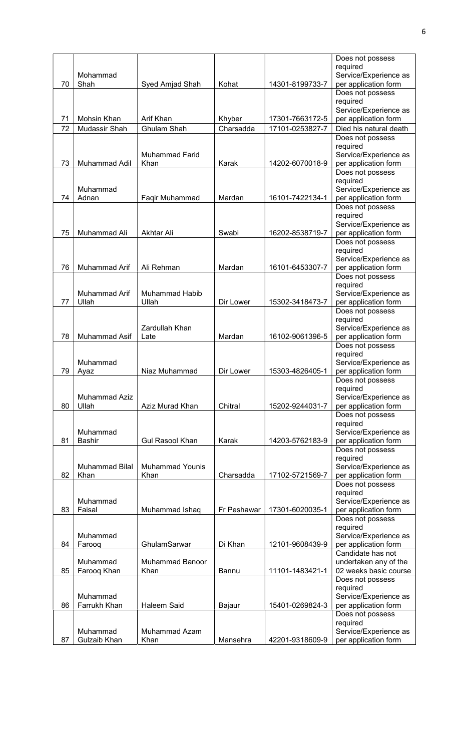| 70 | Mohammad Shah | Syed Amjad Shah | Kohat | 14301-8199733-7 | Does not possess required Service/Experience as per application form |
|---|---|---|---|---|---|
| 71 | Mohsin Khan | Arif Khan | Khyber | 17301-7663172-5 | Does not possess required Service/Experience as per application form |
| 72 | Mudassir Shah | Ghulam Shah | Charsadda | 17101-0253827-7 | Died his natural death |
| 73 | Muhammad Adil | Muhammad Farid Khan | Karak | 14202-6070018-9 | Does not possess required Service/Experience as per application form |
| 74 | Muhammad Adnan | Faqir Muhammad | Mardan | 16101-7422134-1 | Does not possess required Service/Experience as per application form |
| 75 | Muhammad Ali | Akhtar Ali | Swabi | 16202-8538719-7 | Does not possess required Service/Experience as per application form |
| 76 | Muhammad Arif | Ali Rehman | Mardan | 16101-6453307-7 | Does not possess required Service/Experience as per application form |
| 77 | Muhammad Arif Ullah | Muhammad Habib Ullah | Dir Lower | 15302-3418473-7 | Does not possess required Service/Experience as per application form |
| 78 | Muhammad Asif | Zardullah Khan Late | Mardan | 16102-9061396-5 | Does not possess required Service/Experience as per application form |
| 79 | Muhammad Ayaz | Niaz Muhammad | Dir Lower | 15303-4826405-1 | Does not possess required Service/Experience as per application form |
| 80 | Muhammad Aziz Ullah | Aziz Murad Khan | Chitral | 15202-9244031-7 | Does not possess required Service/Experience as per application form |
| 81 | Muhammad Bashir | Gul Rasool Khan | Karak | 14203-5762183-9 | Does not possess required Service/Experience as per application form |
| 82 | Muhammad Bilal Khan | Muhammad Younis Khan | Charsadda | 17102-5721569-7 | Does not possess required Service/Experience as per application form |
| 83 | Muhammad Faisal | Muhammad Ishaq | Fr Peshawar | 17301-6020035-1 | Does not possess required Service/Experience as per application form |
| 84 | Muhammad Farooq | GhulamSarwar | Di Khan | 12101-9608439-9 | Does not possess required Service/Experience as per application form |
| 85 | Muhammad Farooq Khan | Muhammad Banoor Khan | Bannu | 11101-1483421-1 | Candidate has not undertaken any of the 02 weeks basic course |
| 86 | Muhammad Farrukh Khan | Haleem Said | Bajaur | 15401-0269824-3 | Does not possess required Service/Experience as per application form |
| 87 | Muhammad Gulzaib Khan | Muhammad Azam Khan | Mansehra | 42201-9318609-9 | Does not possess required Service/Experience as per application form |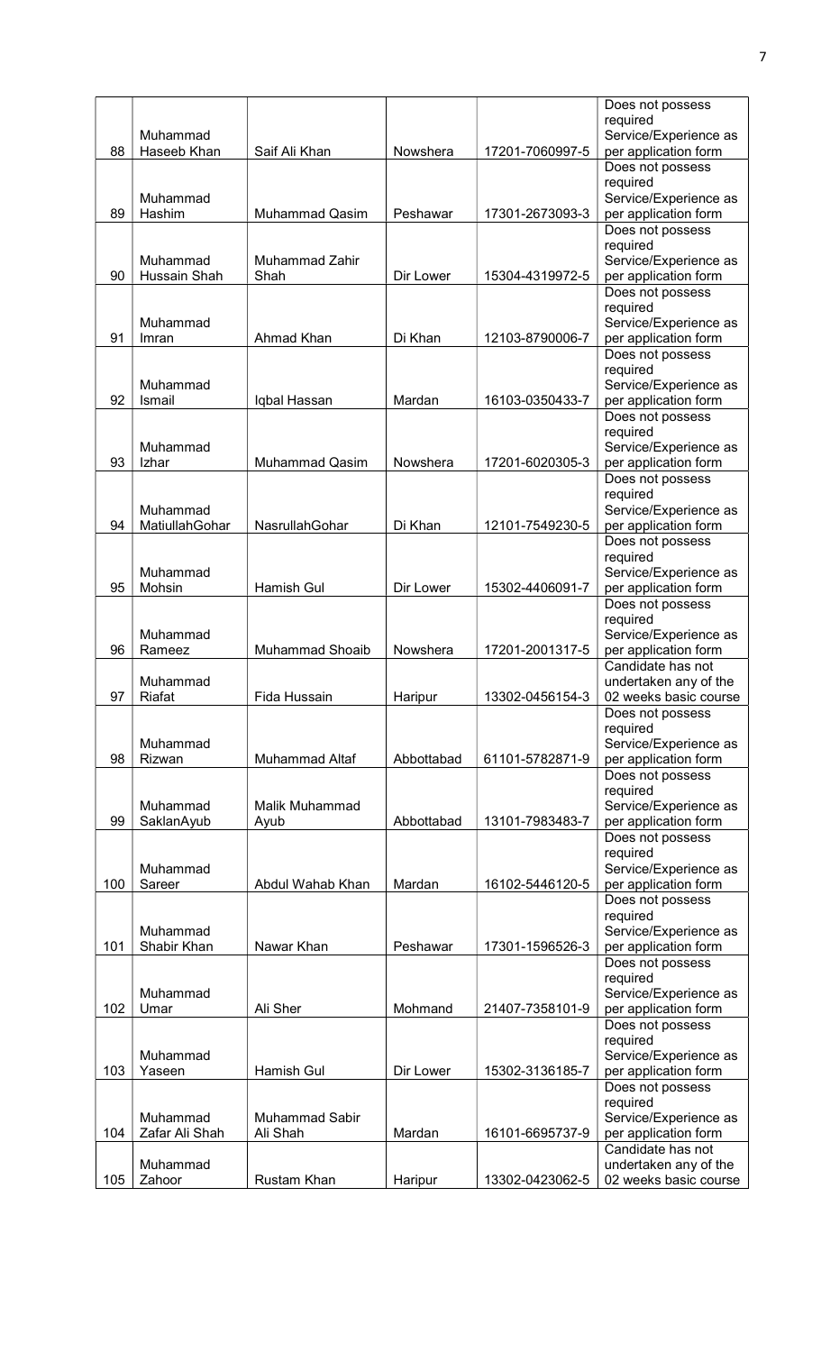| 88 | Muhammad Haseeb Khan | Saif Ali Khan | Nowshera | 17201-7060997-5 | Does not possess required Service/Experience as per application form |
|---|---|---|---|---|---|
| 89 | Muhammad Hashim | Muhammad Qasim | Peshawar | 17301-2673093-3 | Does not possess required Service/Experience as per application form |
| 90 | Muhammad Hussain Shah | Muhammad Zahir Shah | Dir Lower | 15304-4319972-5 | Does not possess required Service/Experience as per application form |
| 91 | Muhammad Imran | Ahmad Khan | Di Khan | 12103-8790006-7 | Does not possess required Service/Experience as per application form |
| 92 | Muhammad Ismail | Iqbal Hassan | Mardan | 16103-0350433-7 | Does not possess required Service/Experience as per application form |
| 93 | Muhammad Izhar | Muhammad Qasim | Nowshera | 17201-6020305-3 | Does not possess required Service/Experience as per application form |
| 94 | Muhammad MatiullahGohar | NasrullahGohar | Di Khan | 12101-7549230-5 | Does not possess required Service/Experience as per application form |
| 95 | Muhammad Mohsin | Hamish Gul | Dir Lower | 15302-4406091-7 | Does not possess required Service/Experience as per application form |
| 96 | Muhammad Rameez | Muhammad Shoaib | Nowshera | 17201-2001317-5 | Does not possess required Service/Experience as per application form |
| 97 | Muhammad Riafat | Fida Hussain | Haripur | 13302-0456154-3 | Candidate has not undertaken any of the 02 weeks basic course |
| 98 | Muhammad Rizwan | Muhammad Altaf | Abbottabad | 61101-5782871-9 | Does not possess required Service/Experience as per application form |
| 99 | Muhammad SaklanAyub | Malik Muhammad Ayub | Abbottabad | 13101-7983483-7 | Does not possess required Service/Experience as per application form |
| 100 | Muhammad Sareer | Abdul Wahab Khan | Mardan | 16102-5446120-5 | Does not possess required Service/Experience as per application form |
| 101 | Muhammad Shabir Khan | Nawar Khan | Peshawar | 17301-1596526-3 | Does not possess required Service/Experience as per application form |
| 102 | Muhammad Umar | Ali Sher | Mohmand | 21407-7358101-9 | Does not possess required Service/Experience as per application form |
| 103 | Muhammad Yaseen | Hamish Gul | Dir Lower | 15302-3136185-7 | Does not possess required Service/Experience as per application form |
| 104 | Muhammad Zafar Ali Shah | Muhammad Sabir Ali Shah | Mardan | 16101-6695737-9 | Does not possess required Service/Experience as per application form |
| 105 | Muhammad Zahoor | Rustam Khan | Haripur | 13302-0423062-5 | Candidate has not undertaken any of the 02 weeks basic course |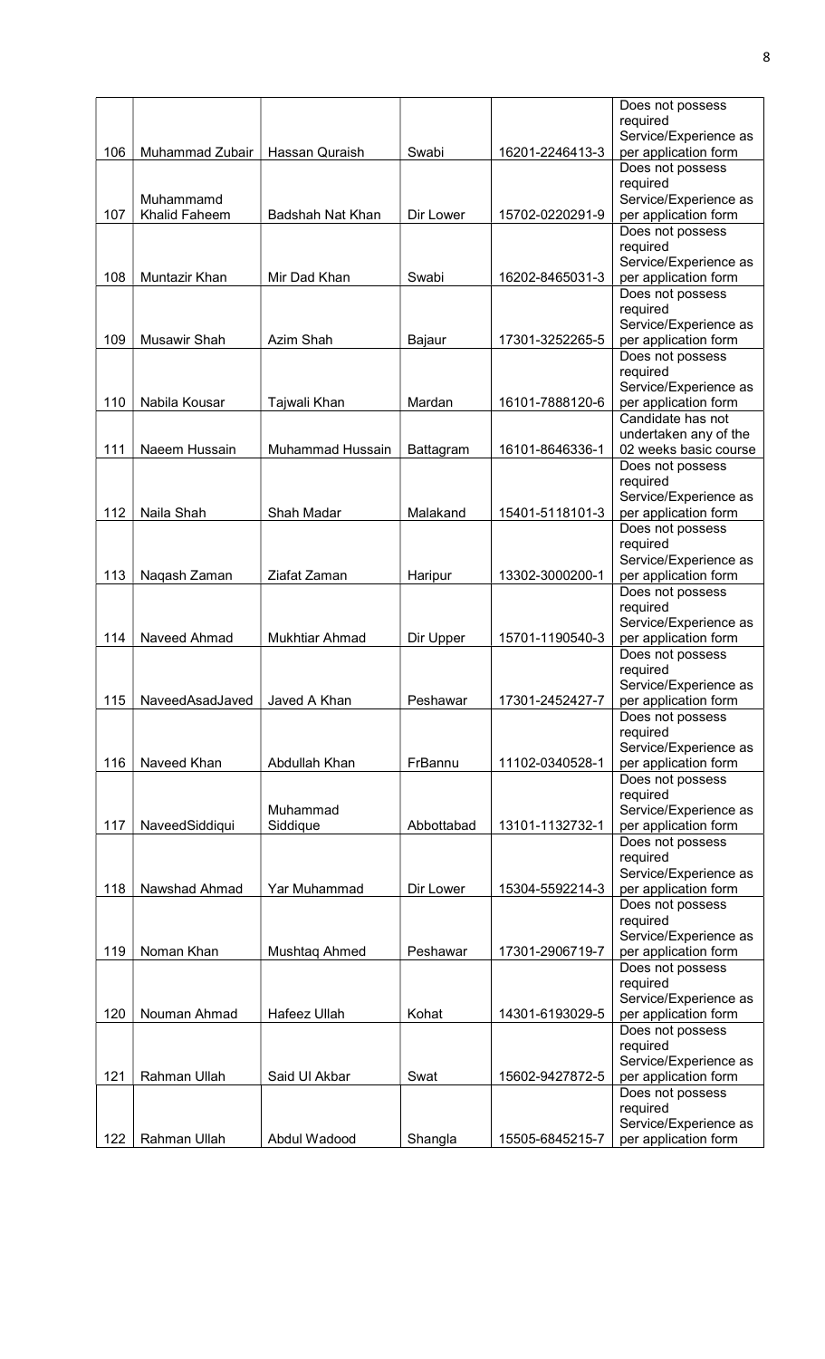| 106 | Muhammad Zubair | Hassan Quraish | Swabi | 16201-2246413-3 | Does not possess required Service/Experience as per application form |
|---|---|---|---|---|---|
| 107 | Muhammamd Khalid Faheem | Badshah Nat Khan | Dir Lower | 15702-0220291-9 | Does not possess required Service/Experience as per application form |
| 108 | Muntazir Khan | Mir Dad Khan | Swabi | 16202-8465031-3 | Does not possess required Service/Experience as per application form |
| 109 | Musawir Shah | Azim Shah | Bajaur | 17301-3252265-5 | Does not possess required Service/Experience as per application form |
| 110 | Nabila Kousar | Tajwali Khan | Mardan | 16101-7888120-6 | Does not possess required Service/Experience as per application form |
| 111 | Naeem Hussain | Muhammad Hussain | Battagram | 16101-8646336-1 | Candidate has not undertaken any of the 02 weeks basic course |
| 112 | Naila Shah | Shah Madar | Malakand | 15401-5118101-3 | Does not possess required Service/Experience as per application form |
| 113 | Naqash Zaman | Ziafat Zaman | Haripur | 13302-3000200-1 | Does not possess required Service/Experience as per application form |
| 114 | Naveed Ahmad | Mukhtiar Ahmad | Dir Upper | 15701-1190540-3 | Does not possess required Service/Experience as per application form |
| 115 | NaveedAsadJaved | Javed A Khan | Peshawar | 17301-2452427-7 | Does not possess required Service/Experience as per application form |
| 116 | Naveed Khan | Abdullah Khan | FrBannu | 11102-0340528-1 | Does not possess required Service/Experience as per application form |
| 117 | NaveedSiddiqui | Muhammad Siddique | Abbottabad | 13101-1132732-1 | Does not possess required Service/Experience as per application form |
| 118 | Nawshad Ahmad | Yar Muhammad | Dir Lower | 15304-5592214-3 | Does not possess required Service/Experience as per application form |
| 119 | Noman Khan | Mushtaq Ahmed | Peshawar | 17301-2906719-7 | Does not possess required Service/Experience as per application form |
| 120 | Nouman Ahmad | Hafeez Ullah | Kohat | 14301-6193029-5 | Does not possess required Service/Experience as per application form |
| 121 | Rahman Ullah | Said Ul Akbar | Swat | 15602-9427872-5 | Does not possess required Service/Experience as per application form |
| 122 | Rahman Ullah | Abdul Wadood | Shangla | 15505-6845215-7 | Does not possess required Service/Experience as per application form |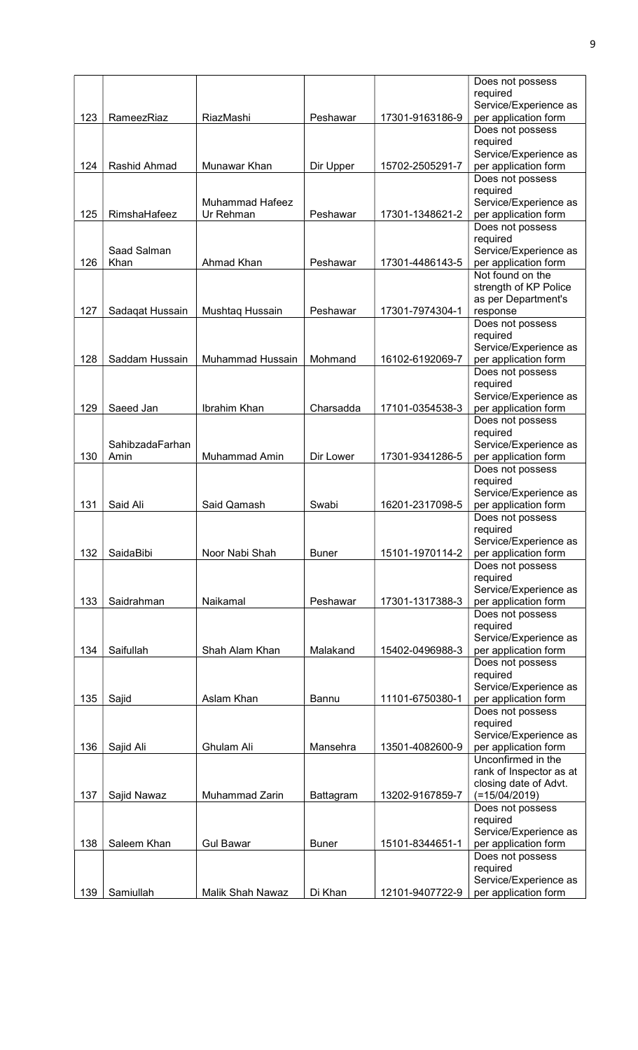| 123 | RameezRiaz | RiazMashi | Peshawar | 17301-9163186-9 | Does not possess required Service/Experience as per application form |
|---|---|---|---|---|---|
| 124 | Rashid Ahmad | Munawar Khan | Dir Upper | 15702-2505291-7 | Does not possess required Service/Experience as per application form |
| 125 | RimshaHafeez | Muhammad Hafeez Ur Rehman | Peshawar | 17301-1348621-2 | Does not possess required Service/Experience as per application form |
| 126 | Saad Salman Khan | Ahmad Khan | Peshawar | 17301-4486143-5 | Does not possess required Service/Experience as per application form |
| 127 | Sadaqat Hussain | Mushtaq Hussain | Peshawar | 17301-7974304-1 | Not found on the strength of KP Police as per Department's response |
| 128 | Saddam Hussain | Muhammad Hussain | Mohmand | 16102-6192069-7 | Does not possess required Service/Experience as per application form |
| 129 | Saeed Jan | Ibrahim Khan | Charsadda | 17101-0354538-3 | Does not possess required Service/Experience as per application form |
| 130 | SahibzadaFarhan Amin | Muhammad Amin | Dir Lower | 17301-9341286-5 | Does not possess required Service/Experience as per application form |
| 131 | Said Ali | Said Qamash | Swabi | 16201-2317098-5 | Does not possess required Service/Experience as per application form |
| 132 | SaidaBibi | Noor Nabi Shah | Buner | 15101-1970114-2 | Does not possess required Service/Experience as per application form |
| 133 | Saidrahman | Naikamal | Peshawar | 17301-1317388-3 | Does not possess required Service/Experience as per application form |
| 134 | Saifullah | Shah Alam Khan | Malakand | 15402-0496988-3 | Does not possess required Service/Experience as per application form |
| 135 | Sajid | Aslam Khan | Bannu | 11101-6750380-1 | Does not possess required Service/Experience as per application form |
| 136 | Sajid Ali | Ghulam Ali | Mansehra | 13501-4082600-9 | Does not possess required Service/Experience as per application form |
| 137 | Sajid Nawaz | Muhammad Zarin | Battagram | 13202-9167859-7 | Unconfirmed in the rank of Inspector as at closing date of Advt. (=15/04/2019) |
| 138 | Saleem Khan | Gul Bawar | Buner | 15101-8344651-1 | Does not possess required Service/Experience as per application form |
| 139 | Samiullah | Malik Shah Nawaz | Di Khan | 12101-9407722-9 | Does not possess required Service/Experience as per application form |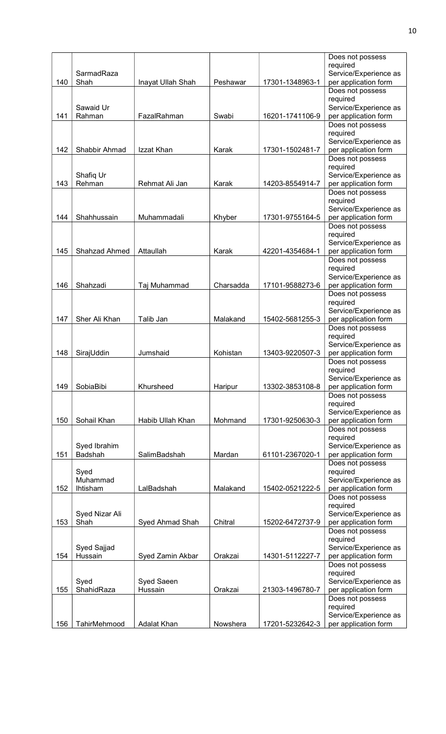| 140 | SarmadRaza Shah | Inayat Ullah Shah | Peshawar | 17301-1348963-1 | Does not possess required Service/Experience as per application form |
|---|---|---|---|---|---|
| 141 | Sawaid Ur Rahman | FazalRahman | Swabi | 16201-1741106-9 | Does not possess required Service/Experience as per application form |
| 142 | Shabbir Ahmad | Izzat Khan | Karak | 17301-1502481-7 | Does not possess required Service/Experience as per application form |
| 143 | Shafiq Ur Rehman | Rehmat Ali Jan | Karak | 14203-8554914-7 | Does not possess required Service/Experience as per application form |
| 144 | Shahhussain | Muhammadali | Khyber | 17301-9755164-5 | Does not possess required Service/Experience as per application form |
| 145 | Shahzad Ahmed | Attaullah | Karak | 42201-4354684-1 | Does not possess required Service/Experience as per application form |
| 146 | Shahzadi | Taj Muhammad | Charsadda | 17101-9588273-6 | Does not possess required Service/Experience as per application form |
| 147 | Sher Ali Khan | Talib Jan | Malakand | 15402-5681255-3 | Does not possess required Service/Experience as per application form |
| 148 | SirajUddin | Jumshaid | Kohistan | 13403-9220507-3 | Does not possess required Service/Experience as per application form |
| 149 | SobiaBibi | Khursheed | Haripur | 13302-3853108-8 | Does not possess required Service/Experience as per application form |
| 150 | Sohail Khan | Habib Ullah Khan | Mohmand | 17301-9250630-3 | Does not possess required Service/Experience as per application form |
| 151 | Syed Ibrahim Badshah | SalimBadshah | Mardan | 61101-2367020-1 | Does not possess required Service/Experience as per application form |
| 152 | Syed Muhammad Ihtisham | LalBadshah | Malakand | 15402-0521222-5 | Does not possess required Service/Experience as per application form |
| 153 | Syed Nizar Ali Shah | Syed Ahmad Shah | Chitral | 15202-6472737-9 | Does not possess required Service/Experience as per application form |
| 154 | Syed Sajjad Hussain | Syed Zamin Akbar | Orakzai | 14301-5112227-7 | Does not possess required Service/Experience as per application form |
| 155 | Syed ShahidRaza | Syed Saeen Hussain | Orakzai | 21303-1496780-7 | Does not possess required Service/Experience as per application form |
| 156 | TahirMehmood | Adalat Khan | Nowshera | 17201-5232642-3 | Does not possess required Service/Experience as per application form |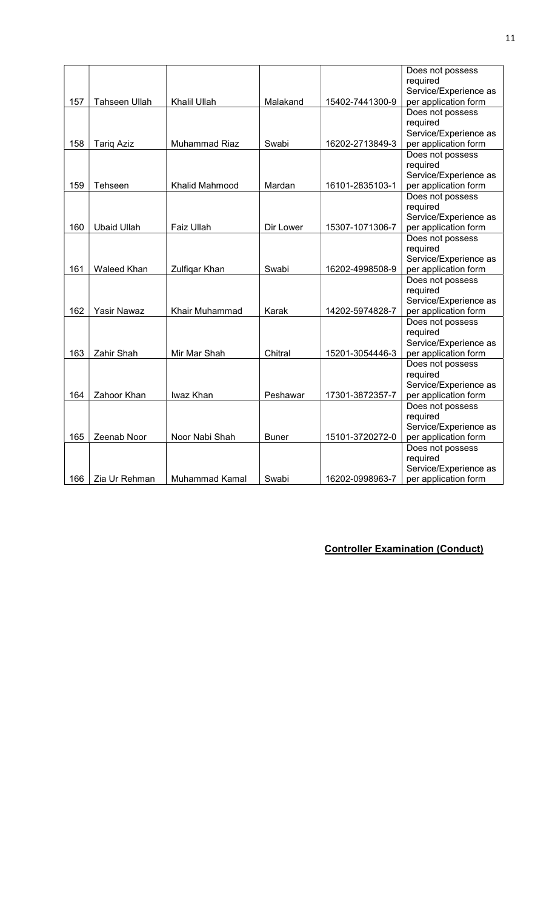| | | | | | |
|---|---|---|---|---|---|
| 157 | Tahseen Ullah | Khalil Ullah | Malakand | 15402-7441300-9 | Does not possess required Service/Experience as per application form |
| 158 | Tariq Aziz | Muhammad Riaz | Swabi | 16202-2713849-3 | Does not possess required Service/Experience as per application form |
| 159 | Tehseen | Khalid Mahmood | Mardan | 16101-2835103-1 | Does not possess required Service/Experience as per application form |
| 160 | Ubaid Ullah | Faiz Ullah | Dir Lower | 15307-1071306-7 | Does not possess required Service/Experience as per application form |
| 161 | Waleed Khan | Zulfiqar Khan | Swabi | 16202-4998508-9 | Does not possess required Service/Experience as per application form |
| 162 | Yasir Nawaz | Khair Muhammad | Karak | 14202-5974828-7 | Does not possess required Service/Experience as per application form |
| 163 | Zahir Shah | Mir Mar Shah | Chitral | 15201-3054446-3 | Does not possess required Service/Experience as per application form |
| 164 | Zahoor Khan | Iwaz Khan | Peshawar | 17301-3872357-7 | Does not possess required Service/Experience as per application form |
| 165 | Zeenab Noor | Noor Nabi Shah | Buner | 15101-3720272-0 | Does not possess required Service/Experience as per application form |
| 166 | Zia Ur Rehman | Muhammad Kamal | Swabi | 16202-0998963-7 | Does not possess required Service/Experience as per application form |

**Controller Examination (Conduct)**